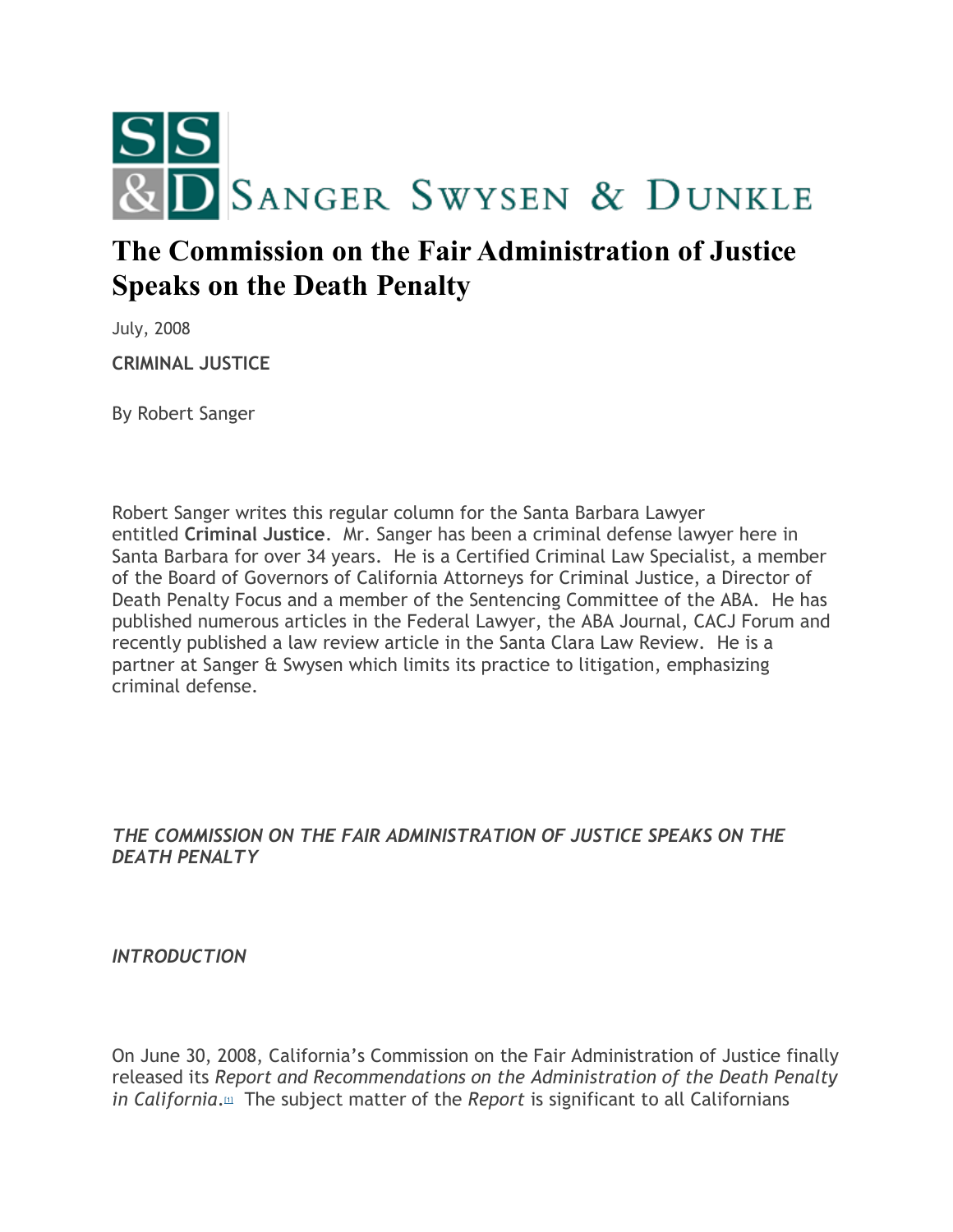SANGER SWYSEN & DUNKLE

# The Commission on the Fair Administration of Justice Speaks on the Death Penalty

July, 2008

**CRIMINAL JUSTICE**

By Robert Sanger

Robert Sanger writes this regular column for the Santa Barbara Lawyer entitled **Criminal Justice**. Mr. Sanger has been a criminal defense lawyer here in Santa Barbara for over 34 years. He is a Certified Criminal Law Specialist, a member of the Board of Governors of California Attorneys for Criminal Justice, a Director of Death Penalty Focus and a member of the Sentencing Committee of the ABA. He has published numerous articles in the Federal Lawyer, the ABA Journal, CACJ Forum and recently published a law review article in the Santa Clara Law Review. He is a partner at Sanger & Swysen which limits its practice to litigation, emphasizing criminal defense.

*THE COMMISSION ON THE FAIR ADMINISTRATION OF JUSTICE SPEAKS ON THE DEATH PENALTY*

*INTRODUCTION*

On June 30, 2008, California's Commission on the Fair Administration of Justice finally released its *Report and Recommendations on the Administration of the Death Penalty in California*.[1] The subject matter of the *Report* is significant to all Californians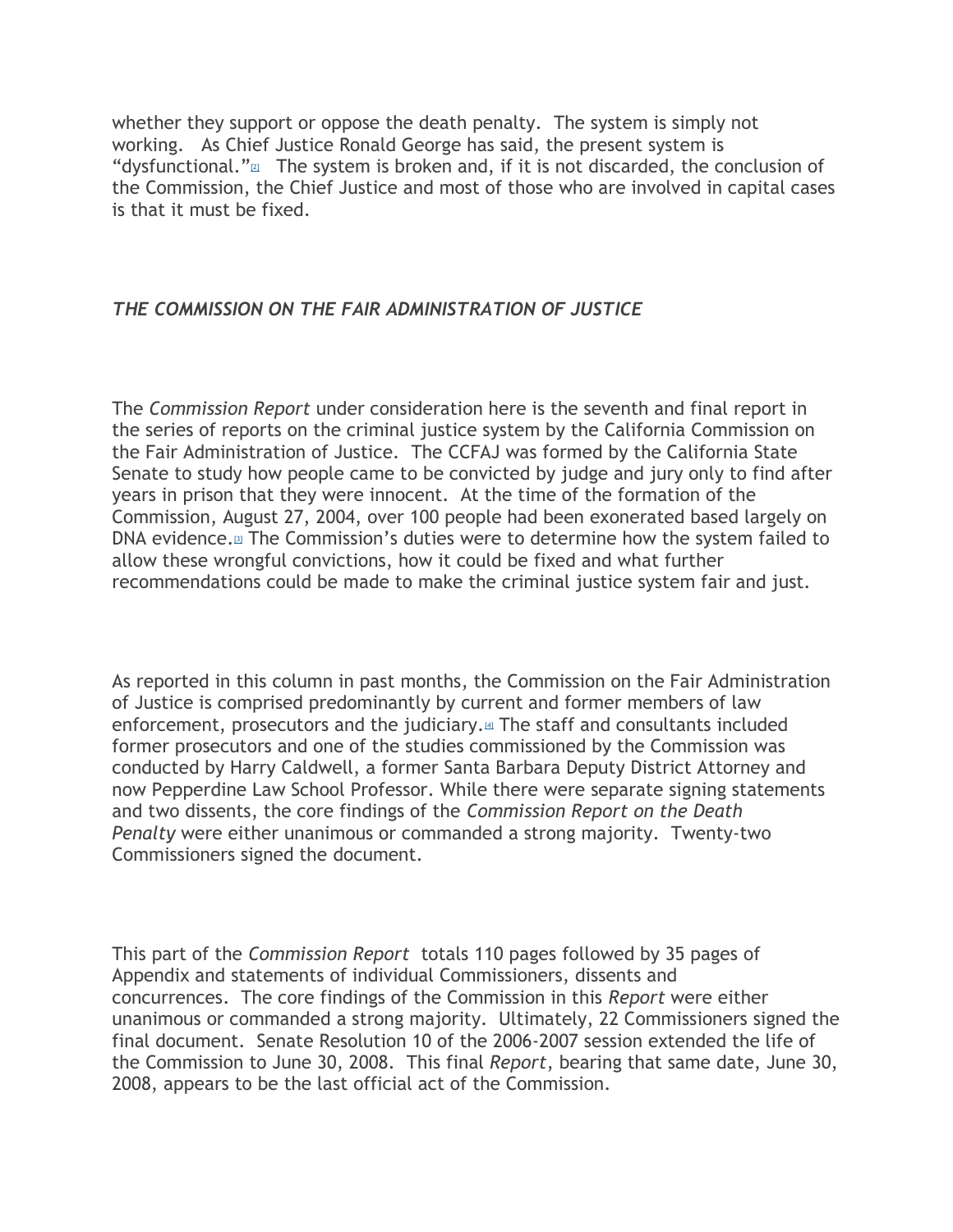whether they support or oppose the death penalty. The system is simply not working. As Chief Justice Ronald George has said, the present system is "dysfunctional."[2] The system is broken and, if it is not discarded, the conclusion of the Commission, the Chief Justice and most of those who are involved in capital cases is that it must be fixed.

### *THE COMMISSION ON THE FAIR ADMINISTRATION OF JUSTICE*

The *Commission Report* under consideration here is the seventh and final report in the series of reports on the criminal justice system by the California Commission on the Fair Administration of Justice. The CCFAJ was formed by the California State Senate to study how people came to be convicted by judge and jury only to find after years in prison that they were innocent. At the time of the formation of the Commission, August 27, 2004, over 100 people had been exonerated based largely on DNA evidence.[3] The Commission's duties were to determine how the system failed to allow these wrongful convictions, how it could be fixed and what further recommendations could be made to make the criminal justice system fair and just.

As reported in this column in past months, the Commission on the Fair Administration of Justice is comprised predominantly by current and former members of law enforcement, prosecutors and the judiciary.[4] The staff and consultants included former prosecutors and one of the studies commissioned by the Commission was conducted by Harry Caldwell, a former Santa Barbara Deputy District Attorney and now Pepperdine Law School Professor. While there were separate signing statements and two dissents, the core findings of the *Commission Report on the Death Penalty* were either unanimous or commanded a strong majority. Twenty-two Commissioners signed the document.

This part of the *Commission Report* totals 110 pages followed by 35 pages of Appendix and statements of individual Commissioners, dissents and concurrences. The core findings of the Commission in this *Report* were either unanimous or commanded a strong majority. Ultimately, 22 Commissioners signed the final document. Senate Resolution 10 of the 2006-2007 session extended the life of the Commission to June 30, 2008. This final *Report*, bearing that same date, June 30, 2008, appears to be the last official act of the Commission.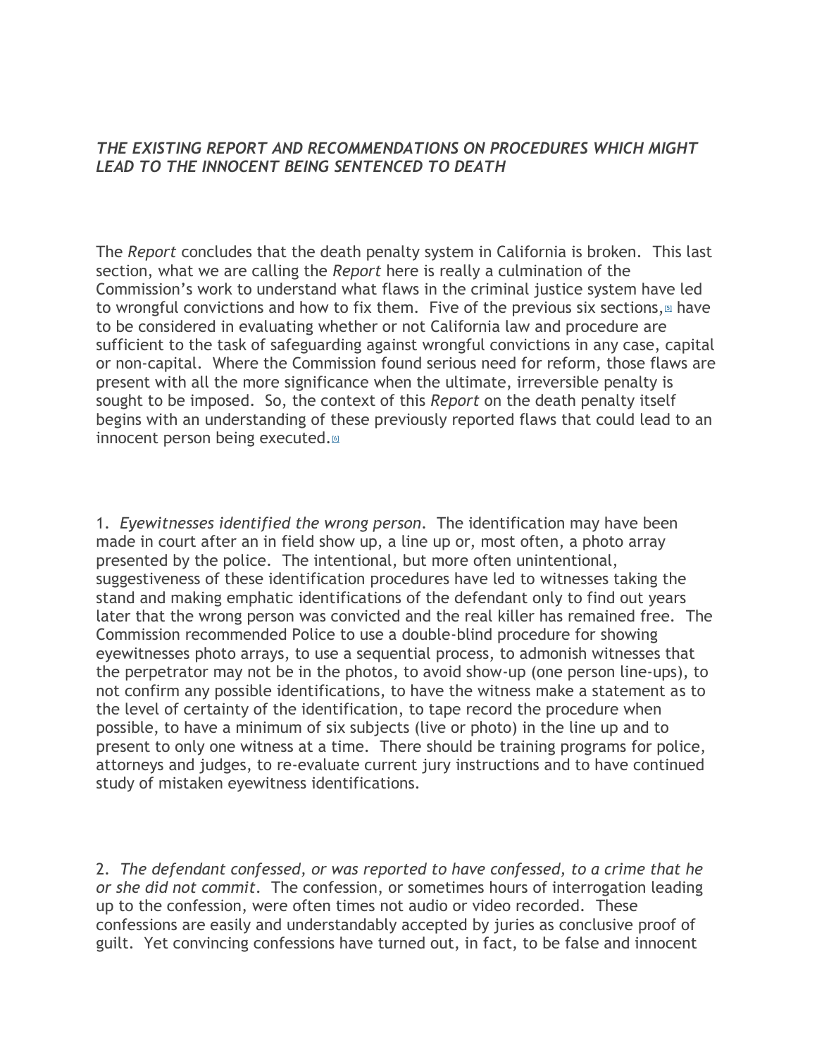## *THE EXISTING REPORT AND RECOMMENDATIONS ON PROCEDURES WHICH MIGHT LEAD TO THE INNOCENT BEING SENTENCED TO DEATH*

The *Report* concludes that the death penalty system in California is broken. This last section, what we are calling the *Report* here is really a culmination of the Commission's work to understand what flaws in the criminal justice system have led to wrongful convictions and how to fix them. Five of the previous six sections,[5] have to be considered in evaluating whether or not California law and procedure are sufficient to the task of safeguarding against wrongful convictions in any case, capital or non-capital. Where the Commission found serious need for reform, those flaws are present with all the more significance when the ultimate, irreversible penalty is sought to be imposed. So, the context of this *Report* on the death penalty itself begins with an understanding of these previously reported flaws that could lead to an innocent person being executed.[6]

1. *Eyewitnesses identified the wrong person*. The identification may have been made in court after an in field show up, a line up or, most often, a photo array presented by the police. The intentional, but more often unintentional, suggestiveness of these identification procedures have led to witnesses taking the stand and making emphatic identifications of the defendant only to find out years later that the wrong person was convicted and the real killer has remained free. The Commission recommended Police to use a double-blind procedure for showing eyewitnesses photo arrays, to use a sequential process, to admonish witnesses that the perpetrator may not be in the photos, to avoid show-up (one person line-ups), to not confirm any possible identifications, to have the witness make a statement as to the level of certainty of the identification, to tape record the procedure when possible, to have a minimum of six subjects (live or photo) in the line up and to present to only one witness at a time. There should be training programs for police, attorneys and judges, to re-evaluate current jury instructions and to have continued study of mistaken eyewitness identifications.

2. *The defendant confessed, or was reported to have confessed, to a crime that he or she did not commit*. The confession, or sometimes hours of interrogation leading up to the confession, were often times not audio or video recorded. These confessions are easily and understandably accepted by juries as conclusive proof of guilt. Yet convincing confessions have turned out, in fact, to be false and innocent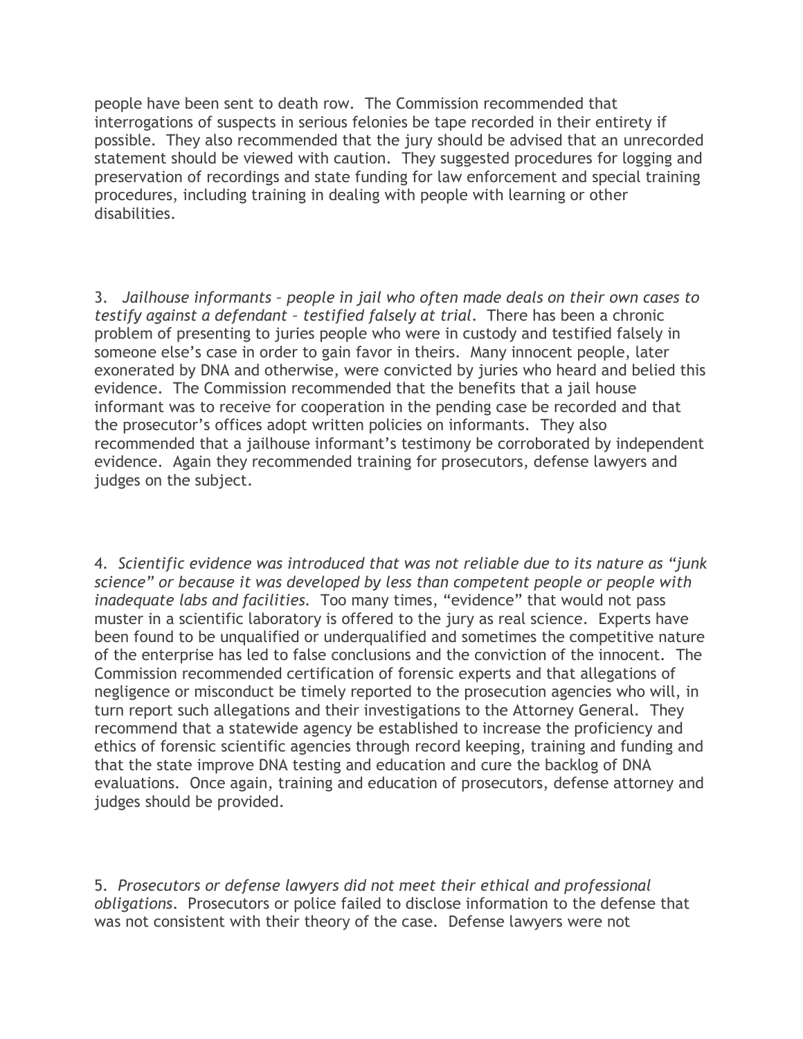people have been sent to death row. The Commission recommended that interrogations of suspects in serious felonies be tape recorded in their entirety if possible. They also recommended that the jury should be advised that an unrecorded statement should be viewed with caution. They suggested procedures for logging and preservation of recordings and state funding for law enforcement and special training procedures, including training in dealing with people with learning or other disabilities.

3. *Jailhouse informants – people in jail who often made deals on their own cases to testify against a defendant – testified falsely at trial.* There has been a chronic problem of presenting to juries people who were in custody and testified falsely in someone else's case in order to gain favor in theirs. Many innocent people, later exonerated by DNA and otherwise, were convicted by juries who heard and belied this evidence. The Commission recommended that the benefits that a jail house informant was to receive for cooperation in the pending case be recorded and that the prosecutor's offices adopt written policies on informants. They also recommended that a jailhouse informant's testimony be corroborated by independent evidence. Again they recommended training for prosecutors, defense lawyers and judges on the subject.

4. *Scientific evidence was introduced that was not reliable due to its nature as "junk science" or because it was developed by less than competent people or people with inadequate labs and facilities.* Too many times, "evidence" that would not pass muster in a scientific laboratory is offered to the jury as real science. Experts have been found to be unqualified or underqualified and sometimes the competitive nature of the enterprise has led to false conclusions and the conviction of the innocent. The Commission recommended certification of forensic experts and that allegations of negligence or misconduct be timely reported to the prosecution agencies who will, in turn report such allegations and their investigations to the Attorney General. They recommend that a statewide agency be established to increase the proficiency and ethics of forensic scientific agencies through record keeping, training and funding and that the state improve DNA testing and education and cure the backlog of DNA evaluations. Once again, training and education of prosecutors, defense attorney and judges should be provided.

5. *Prosecutors or defense lawyers did not meet their ethical and professional obligations.* Prosecutors or police failed to disclose information to the defense that was not consistent with their theory of the case. Defense lawyers were not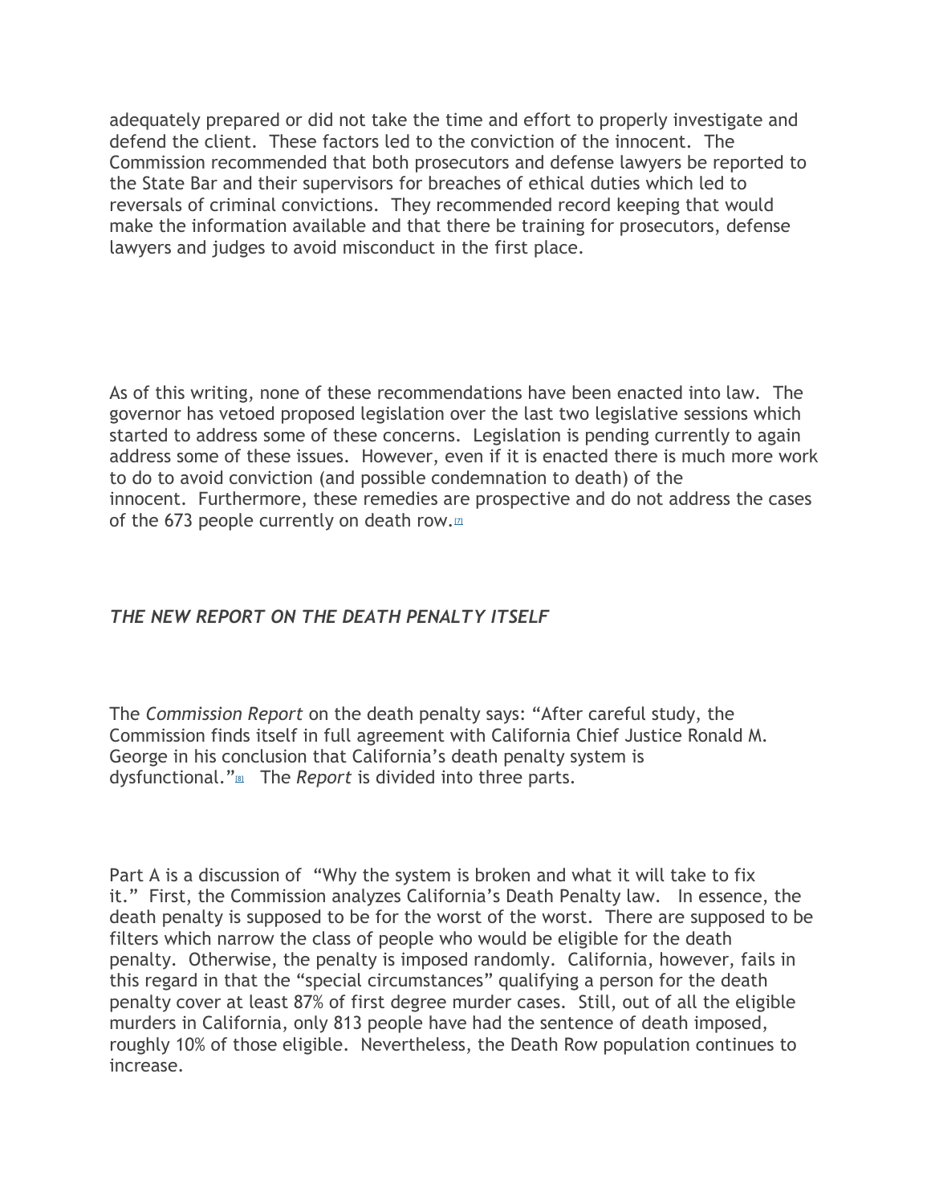adequately prepared or did not take the time and effort to properly investigate and defend the client. These factors led to the conviction of the innocent. The Commission recommended that both prosecutors and defense lawyers be reported to the State Bar and their supervisors for breaches of ethical duties which led to reversals of criminal convictions. They recommended record keeping that would make the information available and that there be training for prosecutors, defense lawyers and judges to avoid misconduct in the first place.

As of this writing, none of these recommendations have been enacted into law. The governor has vetoed proposed legislation over the last two legislative sessions which started to address some of these concerns. Legislation is pending currently to again address some of these issues. However, even if it is enacted there is much more work to do to avoid conviction (and possible condemnation to death) of the innocent. Furthermore, these remedies are prospective and do not address the cases of the 673 people currently on death row.[7]

### *THE NEW REPORT ON THE DEATH PENALTY ITSELF*

The *Commission Report* on the death penalty says: "After careful study, the Commission finds itself in full agreement with California Chief Justice Ronald M. George in his conclusion that California's death penalty system is dysfunctional."[8] The *Report* is divided into three parts.

Part A is a discussion of "Why the system is broken and what it will take to fix it." First, the Commission analyzes California's Death Penalty law. In essence, the death penalty is supposed to be for the worst of the worst. There are supposed to be filters which narrow the class of people who would be eligible for the death penalty. Otherwise, the penalty is imposed randomly. California, however, fails in this regard in that the "special circumstances" qualifying a person for the death penalty cover at least 87% of first degree murder cases. Still, out of all the eligible murders in California, only 813 people have had the sentence of death imposed, roughly 10% of those eligible. Nevertheless, the Death Row population continues to increase.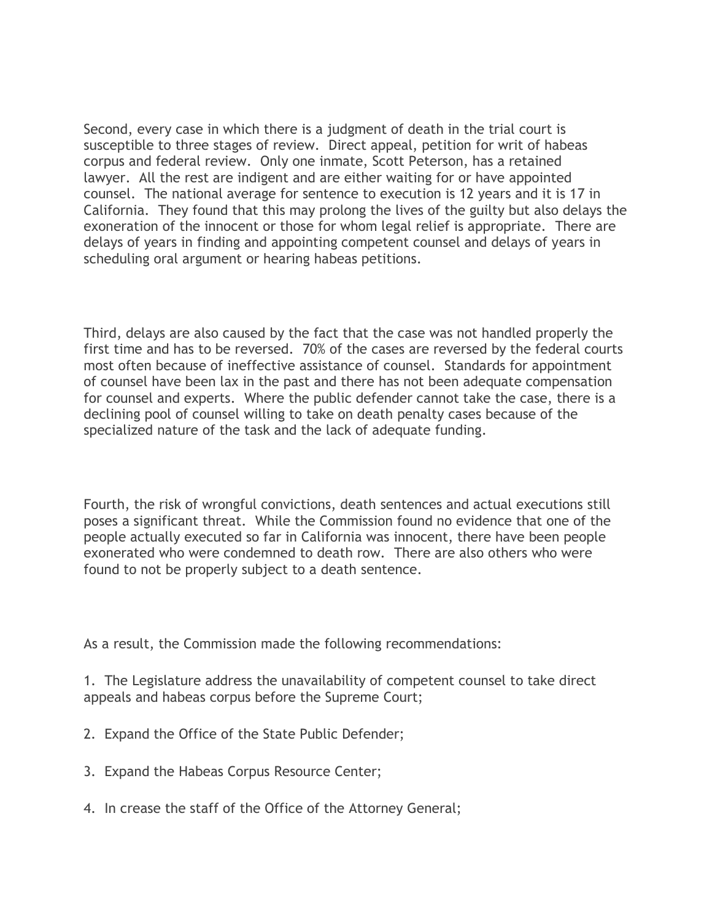Second, every case in which there is a judgment of death in the trial court is susceptible to three stages of review. Direct appeal, petition for writ of habeas corpus and federal review. Only one inmate, Scott Peterson, has a retained lawyer. All the rest are indigent and are either waiting for or have appointed counsel. The national average for sentence to execution is 12 years and it is 17 in California. They found that this may prolong the lives of the guilty but also delays the exoneration of the innocent or those for whom legal relief is appropriate. There are delays of years in finding and appointing competent counsel and delays of years in scheduling oral argument or hearing habeas petitions.

Third, delays are also caused by the fact that the case was not handled properly the first time and has to be reversed. 70% of the cases are reversed by the federal courts most often because of ineffective assistance of counsel. Standards for appointment of counsel have been lax in the past and there has not been adequate compensation for counsel and experts. Where the public defender cannot take the case, there is a declining pool of counsel willing to take on death penalty cases because of the specialized nature of the task and the lack of adequate funding.

Fourth, the risk of wrongful convictions, death sentences and actual executions still poses a significant threat. While the Commission found no evidence that one of the people actually executed so far in California was innocent, there have been people exonerated who were condemned to death row. There are also others who were found to not be properly subject to a death sentence.

As a result, the Commission made the following recommendations:

1. The Legislature address the unavailability of competent counsel to take direct appeals and habeas corpus before the Supreme Court;

2. Expand the Office of the State Public Defender;

3. Expand the Habeas Corpus Resource Center;

4. In crease the staff of the Office of the Attorney General;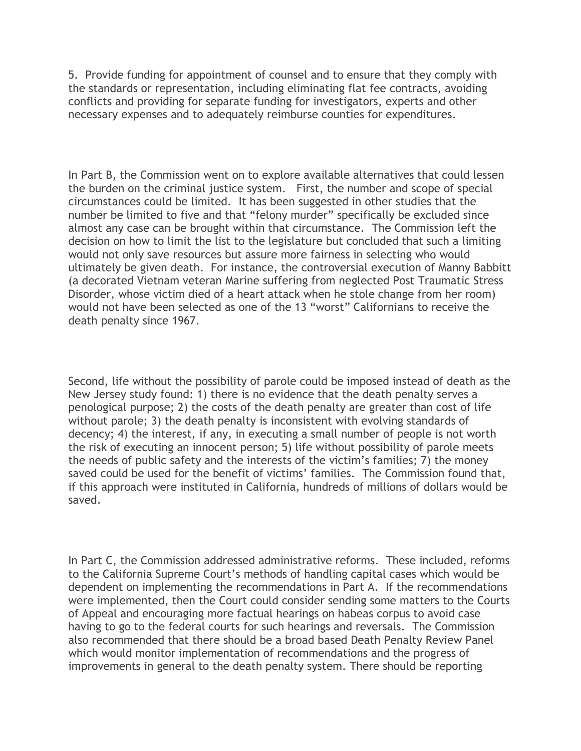5. Provide funding for appointment of counsel and to ensure that they comply with the standards or representation, including eliminating flat fee contracts, avoiding conflicts and providing for separate funding for investigators, experts and other necessary expenses and to adequately reimburse counties for expenditures.

In Part B, the Commission went on to explore available alternatives that could lessen the burden on the criminal justice system. First, the number and scope of special circumstances could be limited. It has been suggested in other studies that the number be limited to five and that "felony murder" specifically be excluded since almost any case can be brought within that circumstance. The Commission left the decision on how to limit the list to the legislature but concluded that such a limiting would not only save resources but assure more fairness in selecting who would ultimately be given death. For instance, the controversial execution of Manny Babbitt (a decorated Vietnam veteran Marine suffering from neglected Post Traumatic Stress Disorder, whose victim died of a heart attack when he stole change from her room) would not have been selected as one of the 13 "worst" Californians to receive the death penalty since 1967.

Second, life without the possibility of parole could be imposed instead of death as the New Jersey study found: 1) there is no evidence that the death penalty serves a penological purpose; 2) the costs of the death penalty are greater than cost of life without parole; 3) the death penalty is inconsistent with evolving standards of decency; 4) the interest, if any, in executing a small number of people is not worth the risk of executing an innocent person; 5) life without possibility of parole meets the needs of public safety and the interests of the victim's families; 7) the money saved could be used for the benefit of victims' families. The Commission found that, if this approach were instituted in California, hundreds of millions of dollars would be saved.

In Part C, the Commission addressed administrative reforms. These included, reforms to the California Supreme Court's methods of handling capital cases which would be dependent on implementing the recommendations in Part A. If the recommendations were implemented, then the Court could consider sending some matters to the Courts of Appeal and encouraging more factual hearings on habeas corpus to avoid case having to go to the federal courts for such hearings and reversals. The Commission also recommended that there should be a broad based Death Penalty Review Panel which would monitor implementation of recommendations and the progress of improvements in general to the death penalty system. There should be reporting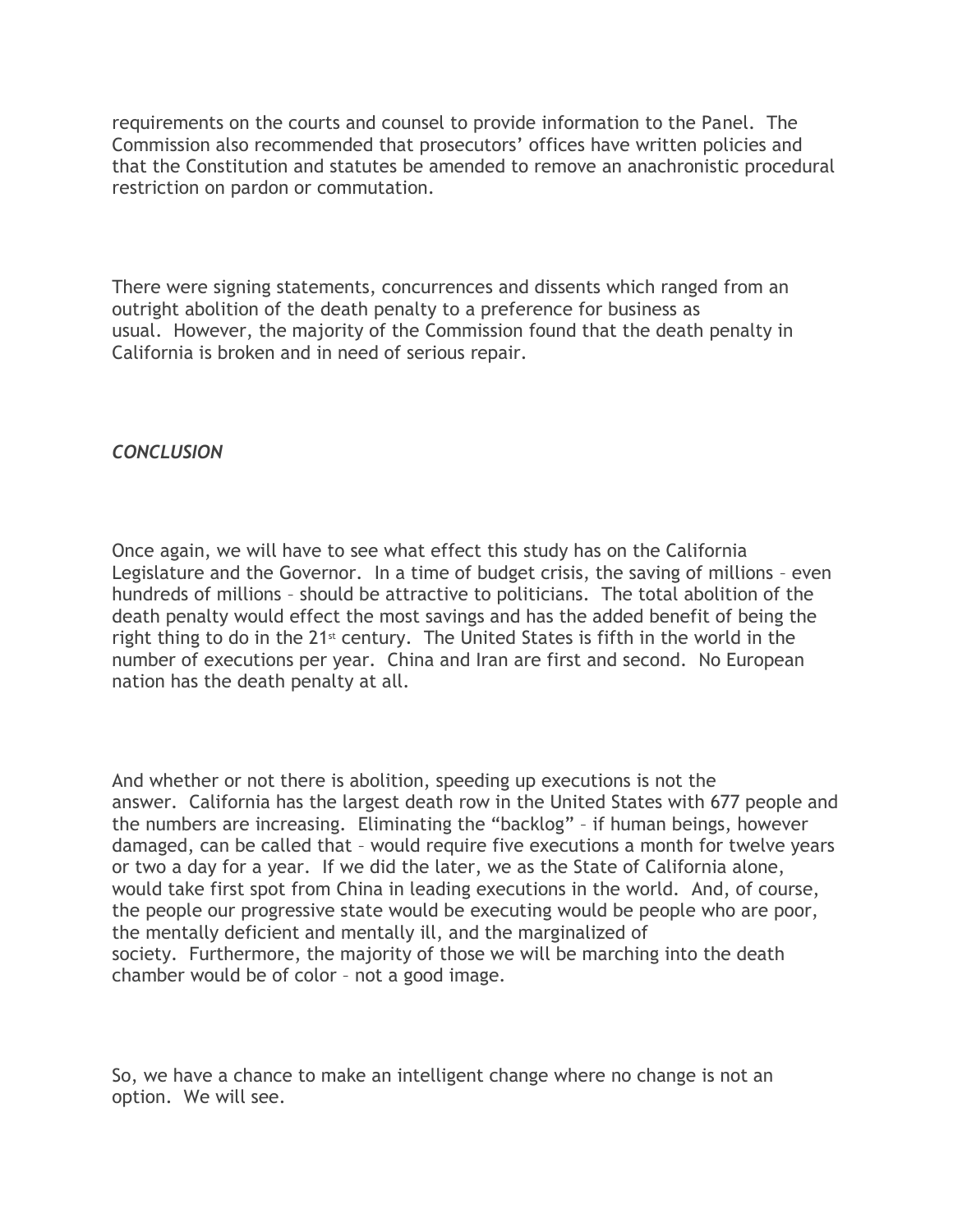requirements on the courts and counsel to provide information to the Panel. The Commission also recommended that prosecutors' offices have written policies and that the Constitution and statutes be amended to remove an anachronistic procedural restriction on pardon or commutation.

There were signing statements, concurrences and dissents which ranged from an outright abolition of the death penalty to a preference for business as usual. However, the majority of the Commission found that the death penalty in California is broken and in need of serious repair.

### *CONCLUSION*

Once again, we will have to see what effect this study has on the California Legislature and the Governor. In a time of budget crisis, the saving of millions – even hundreds of millions – should be attractive to politicians. The total abolition of the death penalty would effect the most savings and has the added benefit of being the right thing to do in the 21st century. The United States is fifth in the world in the number of executions per year. China and Iran are first and second. No European nation has the death penalty at all.

And whether or not there is abolition, speeding up executions is not the answer. California has the largest death row in the United States with 677 people and the numbers are increasing. Eliminating the "backlog" – if human beings, however damaged, can be called that – would require five executions a month for twelve years or two a day for a year. If we did the later, we as the State of California alone, would take first spot from China in leading executions in the world. And, of course, the people our progressive state would be executing would be people who are poor, the mentally deficient and mentally ill, and the marginalized of society. Furthermore, the majority of those we will be marching into the death chamber would be of color – not a good image.

So, we have a chance to make an intelligent change where no change is not an option. We will see.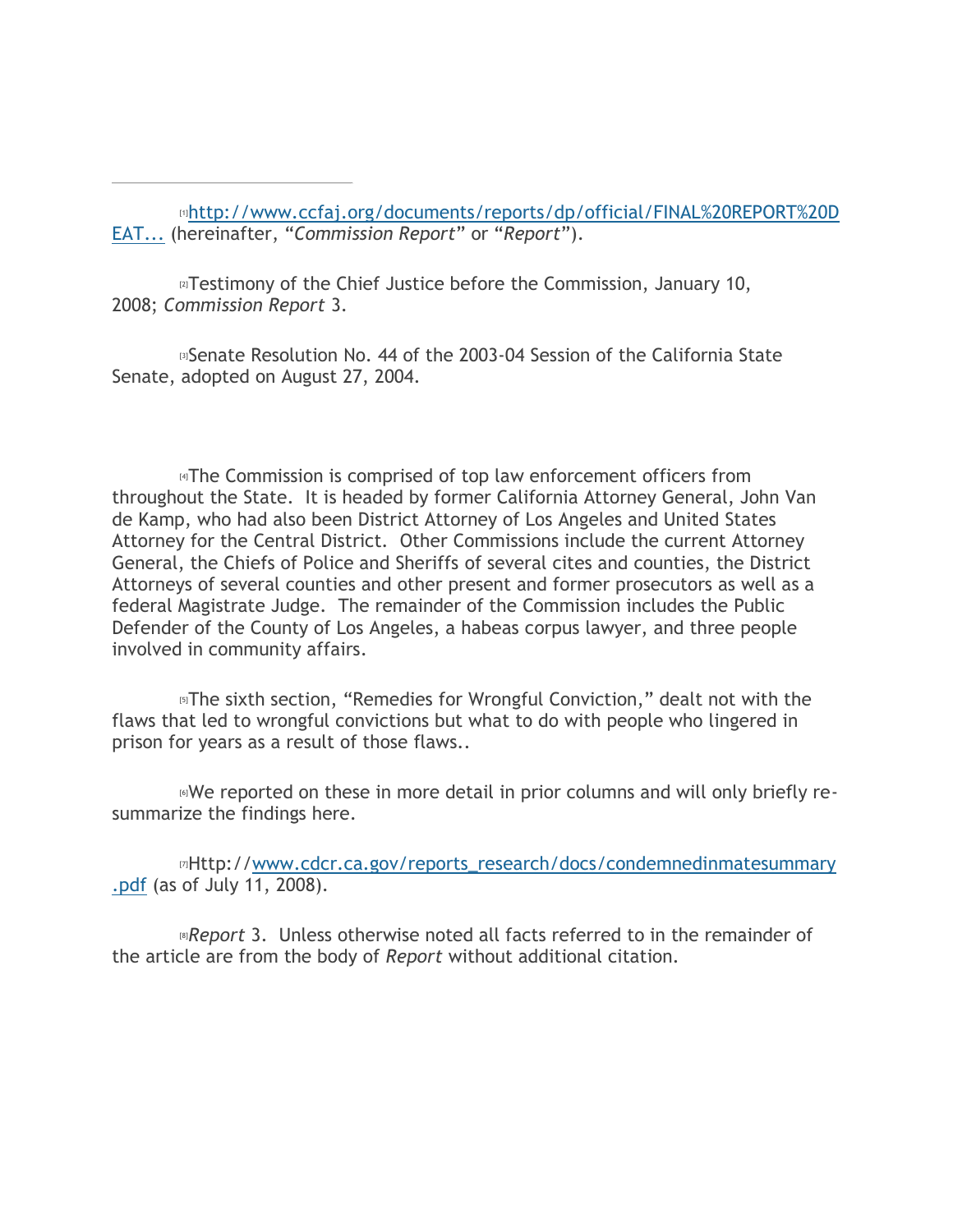---

[1][http://www.ccfaj.org/documents/reports/dp/official/FINAL%20REPORT%20DEAT...](http://www.ccfaj.org/documents/reports/dp/official/FINAL%20REPORT%20DEAT...) (hereinafter, "*Commission Report*" or "*Report*").

[2]Testimony of the Chief Justice before the Commission, January 10, 2008; *Commission Report* 3.

[3]Senate Resolution No. 44 of the 2003-04 Session of the California State Senate, adopted on August 27, 2004.

[4]The Commission is comprised of top law enforcement officers from throughout the State. It is headed by former California Attorney General, John Van de Kamp, who had also been District Attorney of Los Angeles and United States Attorney for the Central District. Other Commissions include the current Attorney General, the Chiefs of Police and Sheriffs of several cites and counties, the District Attorneys of several counties and other present and former prosecutors as well as a federal Magistrate Judge. The remainder of the Commission includes the Public Defender of the County of Los Angeles, a habeas corpus lawyer, and three people involved in community affairs.

[5]The sixth section, "Remedies for Wrongful Conviction," dealt not with the flaws that led to wrongful convictions but what to do with people who lingered in prison for years as a result of those flaws..

[6]We reported on these in more detail in prior columns and will only briefly re-summarize the findings here.

[7]Http://[www.cdcr.ca.gov/reports_research/docs/condemnedinmatesummary.pdf](http://www.cdcr.ca.gov/reports_research/docs/condemnedinmatesummary.pdf) (as of July 11, 2008).

[8]*Report* 3. Unless otherwise noted all facts referred to in the remainder of the article are from the body of *Report* without additional citation.